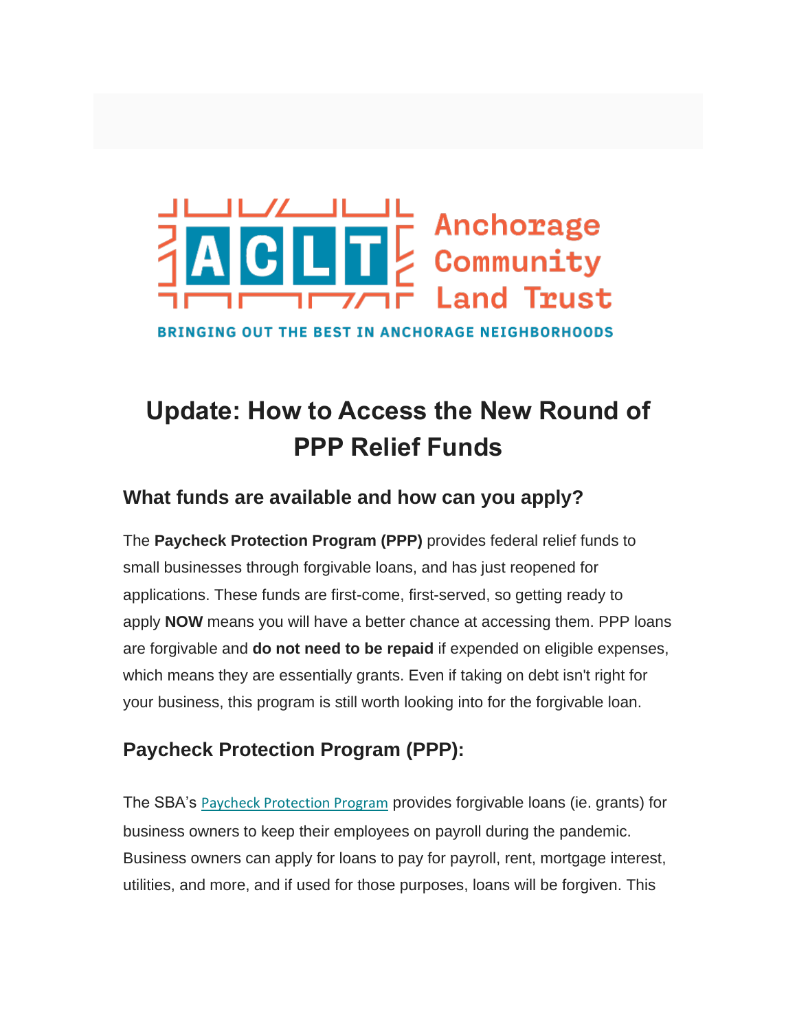Anchorage Community Land Trust

BRINGING OUT THE BEST IN ANCHORAGE NEIGHBORHOODS

# Update: How to Access the New Round of PPP Relief Funds

## What funds are available and how can you apply?

The **Paycheck Protection Program (PPP)** provides federal relief funds to small businesses through forgivable loans, and has just reopened for applications. These funds are first-come, first-served, so getting ready to apply **NOW** means you will have a better chance at accessing them. PPP loans are forgivable and **do not need to be repaid** if expended on eligible expenses, which means they are essentially grants. Even if taking on debt isn't right for your business, this program is still worth looking into for the forgivable loan.

## Paycheck Protection Program (PPP):

The SBA's Paycheck Protection Program provides forgivable loans (ie. grants) for business owners to keep their employees on payroll during the pandemic. Business owners can apply for loans to pay for payroll, rent, mortgage interest, utilities, and more, and if used for those purposes, loans will be forgiven. This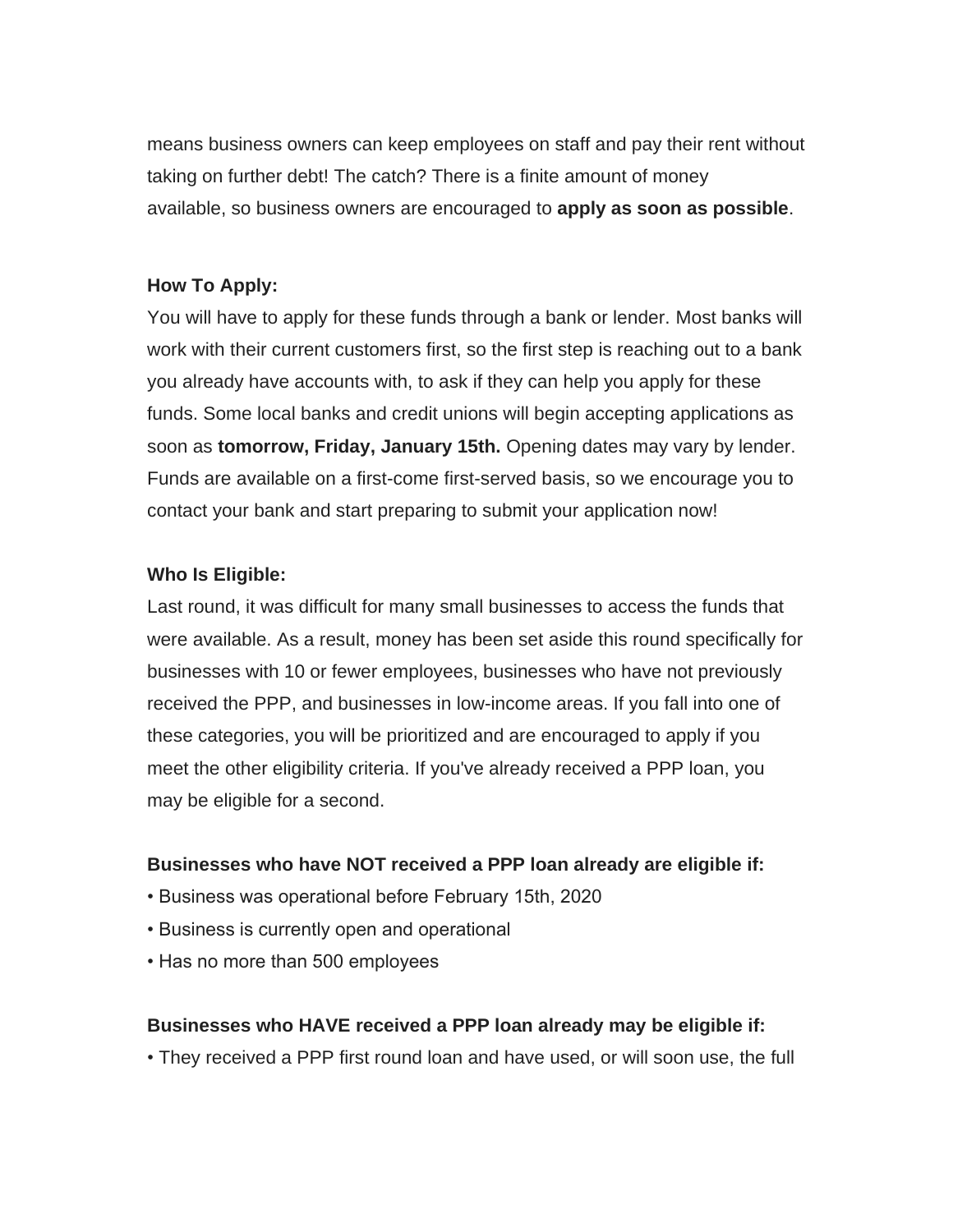means business owners can keep employees on staff and pay their rent without taking on further debt! The catch? There is a finite amount of money available, so business owners are encouraged to **apply as soon as possible**.

**How To Apply:**

You will have to apply for these funds through a bank or lender. Most banks will work with their current customers first, so the first step is reaching out to a bank you already have accounts with, to ask if they can help you apply for these funds. Some local banks and credit unions will begin accepting applications as soon as **tomorrow, Friday, January 15th.** Opening dates may vary by lender. Funds are available on a first-come first-served basis, so we encourage you to contact your bank and start preparing to submit your application now!

**Who Is Eligible:**

Last round, it was difficult for many small businesses to access the funds that were available. As a result, money has been set aside this round specifically for businesses with 10 or fewer employees, businesses who have not previously received the PPP, and businesses in low-income areas. If you fall into one of these categories, you will be prioritized and are encouraged to apply if you meet the other eligibility criteria. If you've already received a PPP loan, you may be eligible for a second.

**Businesses who have NOT received a PPP loan already are eligible if:**

- Business was operational before February 15th, 2020
- Business is currently open and operational
- Has no more than 500 employees

**Businesses who HAVE received a PPP loan already may be eligible if:**

- They received a PPP first round loan and have used, or will soon use, the full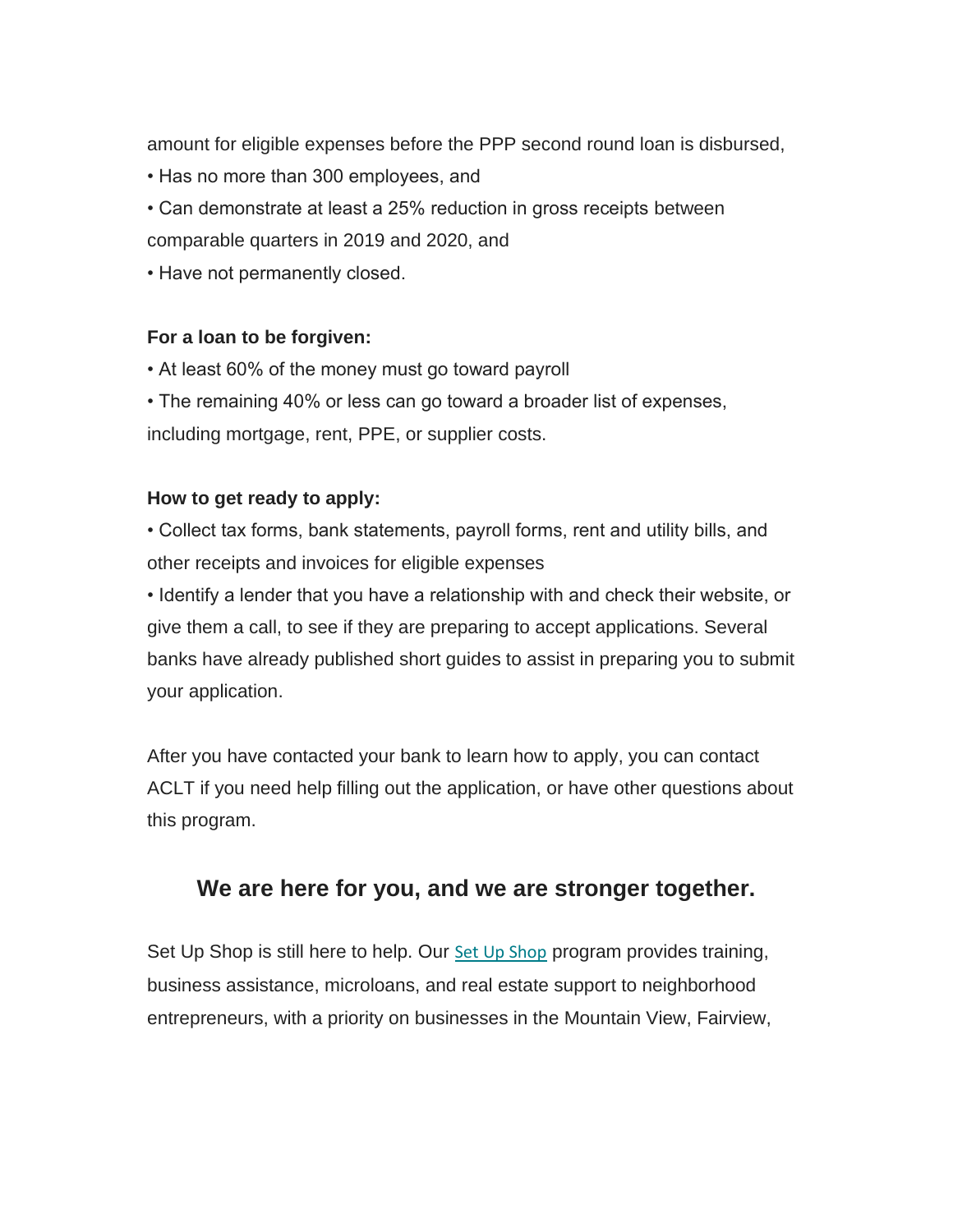amount for eligible expenses before the PPP second round loan is disbursed,

• Has no more than 300 employees, and

• Can demonstrate at least a 25% reduction in gross receipts between comparable quarters in 2019 and 2020, and

• Have not permanently closed.

**For a loan to be forgiven:**

• At least 60% of the money must go toward payroll

• The remaining 40% or less can go toward a broader list of expenses, including mortgage, rent, PPE, or supplier costs.

**How to get ready to apply:**

• Collect tax forms, bank statements, payroll forms, rent and utility bills, and other receipts and invoices for eligible expenses

• Identify a lender that you have a relationship with and check their website, or give them a call, to see if they are preparing to accept applications. Several banks have already published short guides to assist in preparing you to submit your application.

After you have contacted your bank to learn how to apply, you can contact ACLT if you need help filling out the application, or have other questions about this program.

## We are here for you, and we are stronger together.

Set Up Shop is still here to help. Our Set Up Shop program provides training, business assistance, microloans, and real estate support to neighborhood entrepreneurs, with a priority on businesses in the Mountain View, Fairview,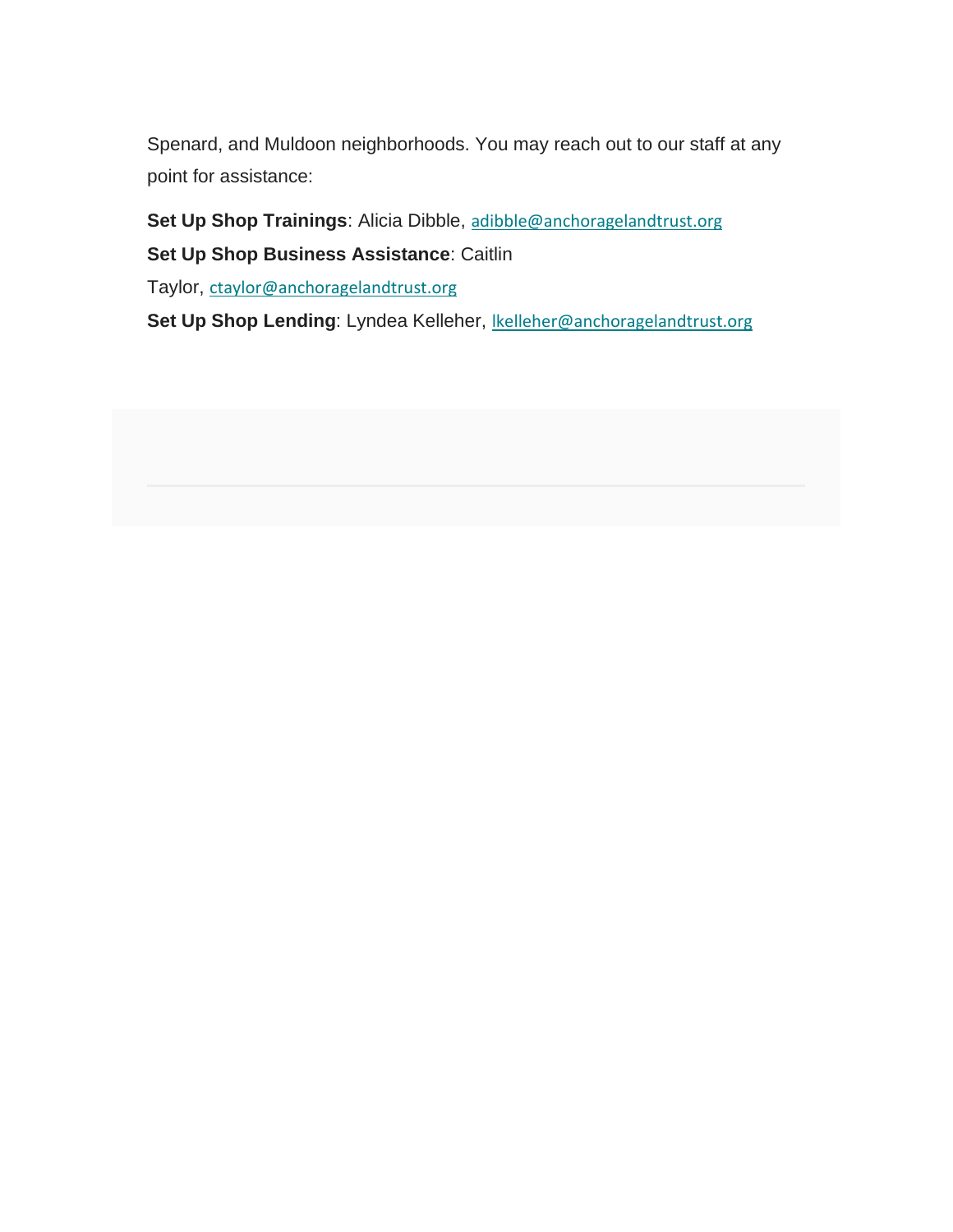Spenard, and Muldoon neighborhoods. You may reach out to our staff at any point for assistance:

**Set Up Shop Trainings**: Alicia Dibble, adibble@anchoragelandtrust.org
**Set Up Shop Business Assistance**: Caitlin Taylor, ctaylor@anchoragelandtrust.org
**Set Up Shop Lending**: Lyndea Kelleher, lkelleher@anchoragelandtrust.org